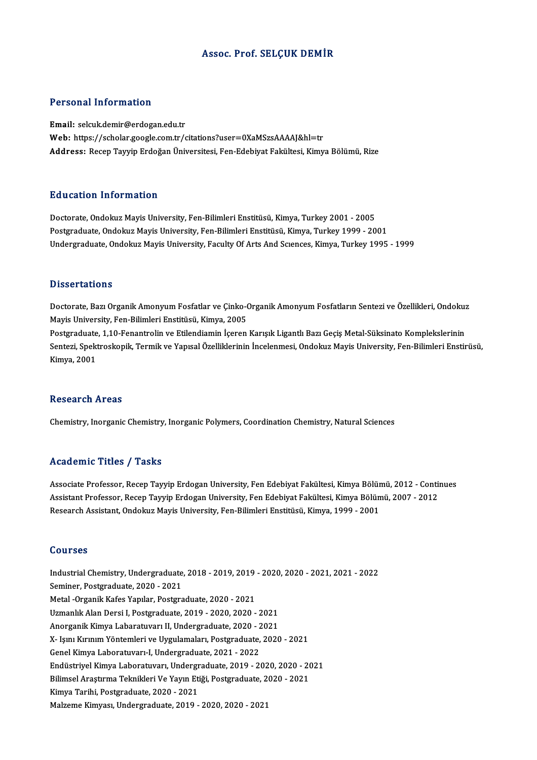# Assoc. Prof. SELÇUK DEMİR

## Personal Information

**Email:** selcuk.demir@erdogan.edu.tr
**Web:** https://scholar.google.com.tr/citations?user=0XaMSzsAAAAJ&hl=tr
**Address:** Recep Tayyip Erdoğan Üniversitesi, Fen-Edebiyat Fakültesi, Kimya Bölümü, Rize

## Education Information

Doctorate, Ondokuz Mayis University, Fen-Bilimleri Enstitüsü, Kimya, Turkey 2001 - 2005
Postgraduate, Ondokuz Mayis University, Fen-Bilimleri Enstitüsü, Kimya, Turkey 1999 - 2001
Undergraduate, Ondokuz Mayis University, Faculty Of Arts And Scıences, Kimya, Turkey 1995 - 1999

## Dissertations

Doctorate, Bazı Organik Amonyum Fosfatlar ve Çinko-Organik Amonyum Fosfatların Sentezi ve Özellikleri, Ondokuz Mayis University, Fen-Bilimleri Enstitüsü, Kimya, 2005
Postgraduate, 1,10-Fenantrolin ve Etilendiamin İçeren Karışık Ligantlı Bazı Geçiş Metal-Süksinato Komplekslerinin Sentezi, Spektroskopik, Termik ve Yapısal Özelliklerinin İncelenmesi, Ondokuz Mayis University, Fen-Bilimleri Enstirüsü, Kimya, 2001

## Research Areas

Chemistry, Inorganic Chemistry, Inorganic Polymers, Coordination Chemistry, Natural Sciences

## Academic Titles / Tasks

Associate Professor, Recep Tayyip Erdogan University, Fen Edebiyat Fakültesi, Kimya Bölümü, 2012 - Continues
Assistant Professor, Recep Tayyip Erdogan University, Fen Edebiyat Fakültesi, Kimya Bölümü, 2007 - 2012
Research Assistant, Ondokuz Mayis University, Fen-Bilimleri Enstitüsü, Kimya, 1999 - 2001

## Courses

Industrial Chemistry, Undergraduate, 2018 - 2019, 2019 - 2020, 2020 - 2021, 2021 - 2022
Seminer, Postgraduate, 2020 - 2021
Metal -Organik Kafes Yapılar, Postgraduate, 2020 - 2021
Uzmanlık Alan Dersi I, Postgraduate, 2019 - 2020, 2020 - 2021
Anorganik Kimya Labaratuvarı II, Undergraduate, 2020 - 2021
X- Işını Kırınım Yöntemleri ve Uygulamaları, Postgraduate, 2020 - 2021
Genel Kimya Laboratuvarı-I, Undergraduate, 2021 - 2022
Endüstriyel Kimya Laboratuvarı, Undergraduate, 2019 - 2020, 2020 - 2021
Bilimsel Araştırma Teknikleri Ve Yayın Etiği, Postgraduate, 2020 - 2021
Kimya Tarihi, Postgraduate, 2020 - 2021
Malzeme Kimyası, Undergraduate, 2019 - 2020, 2020 - 2021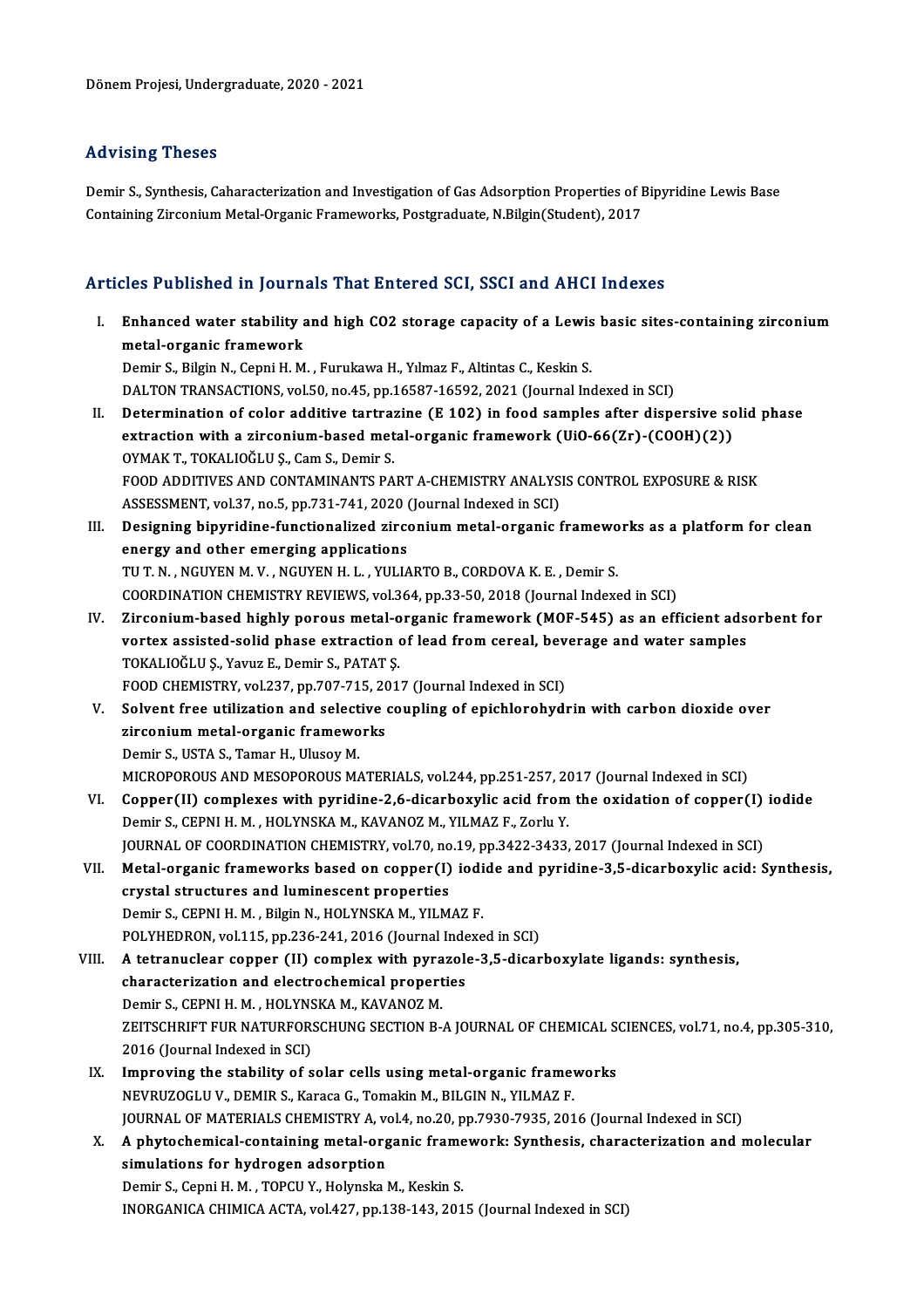Dönem Projesi, Undergraduate, 2020 - 2021

## Advising Theses

Demir S., Synthesis, Caharacterization and Investigation of Gas Adsorption Properties of Bipyridine Lewis Base Containing Zirconium Metal-Organic Frameworks, Postgraduate, N.Bilgin(Student), 2017

## Articles Published in Journals That Entered SCI, SSCI and AHCI Indexes

I. **Enhanced water stability and high CO2 storage capacity of a Lewis basic sites-containing zirconium metal-organic framework**
Demir S., Bilgin N., Cepni H. M. , Furukawa H., Yılmaz F., Altintas C., Keskin S.
DALTON TRANSACTIONS, vol.50, no.45, pp.16587-16592, 2021 (Journal Indexed in SCI)

II. **Determination of color additive tartrazine (E 102) in food samples after dispersive solid phase extraction with a zirconium-based metal-organic framework (UiO-66(Zr)-(COOH)(2))**
OYMAK T., TOKALIOĞLU Ş., Cam S., Demir S.
FOOD ADDITIVES AND CONTAMINANTS PART A-CHEMISTRY ANALYSIS CONTROL EXPOSURE & RISK ASSESSMENT, vol.37, no.5, pp.731-741, 2020 (Journal Indexed in SCI)

III. **Designing bipyridine-functionalized zirconium metal-organic frameworks as a platform for clean energy and other emerging applications**
TU T. N. , NGUYEN M. V. , NGUYEN H. L. , YULIARTO B., CORDOVA K. E. , Demir S.
COORDINATION CHEMISTRY REVIEWS, vol.364, pp.33-50, 2018 (Journal Indexed in SCI)

IV. **Zirconium-based highly porous metal-organic framework (MOF-545) as an efficient adsorbent for vortex assisted-solid phase extraction of lead from cereal, beverage and water samples**
TOKALIOĞLU Ş., Yavuz E., Demir S., PATAT Ş.
FOOD CHEMISTRY, vol.237, pp.707-715, 2017 (Journal Indexed in SCI)

V. **Solvent free utilization and selective coupling of epichlorohydrin with carbon dioxide over zirconium metal-organic frameworks**
Demir S., USTA S., Tamar H., Ulusoy M.
MICROPOROUS AND MESOPOROUS MATERIALS, vol.244, pp.251-257, 2017 (Journal Indexed in SCI)

VI. **Copper(II) complexes with pyridine-2,6-dicarboxylic acid from the oxidation of copper(I) iodide**
Demir S., CEPNI H. M. , HOLYNSKA M., KAVANOZ M., YILMAZ F., Zorlu Y.
JOURNAL OF COORDINATION CHEMISTRY, vol.70, no.19, pp.3422-3433, 2017 (Journal Indexed in SCI)

VII. **Metal-organic frameworks based on copper(I) iodide and pyridine-3,5-dicarboxylic acid: Synthesis, crystal structures and luminescent properties**
Demir S., CEPNI H. M. , Bilgin N., HOLYNSKA M., YILMAZ F.
POLYHEDRON, vol.115, pp.236-241, 2016 (Journal Indexed in SCI)

VIII. **A tetranuclear copper (II) complex with pyrazole-3,5-dicarboxylate ligands: synthesis, characterization and electrochemical properties**
Demir S., CEPNI H. M. , HOLYNSKA M., KAVANOZ M.
ZEITSCHRIFT FUR NATURFORSCHUNG SECTION B-A JOURNAL OF CHEMICAL SCIENCES, vol.71, no.4, pp.305-310, 2016 (Journal Indexed in SCI)

IX. **Improving the stability of solar cells using metal-organic frameworks**
NEVRUZOGLU V., DEMIR S., Karaca G., Tomakin M., BILGIN N., YILMAZ F.
JOURNAL OF MATERIALS CHEMISTRY A, vol.4, no.20, pp.7930-7935, 2016 (Journal Indexed in SCI)

X. **A phytochemical-containing metal-organic framework: Synthesis, characterization and molecular simulations for hydrogen adsorption**
Demir S., Cepni H. M. , TOPCU Y., Holynska M., Keskin S.
INORGANICA CHIMICA ACTA, vol.427, pp.138-143, 2015 (Journal Indexed in SCI)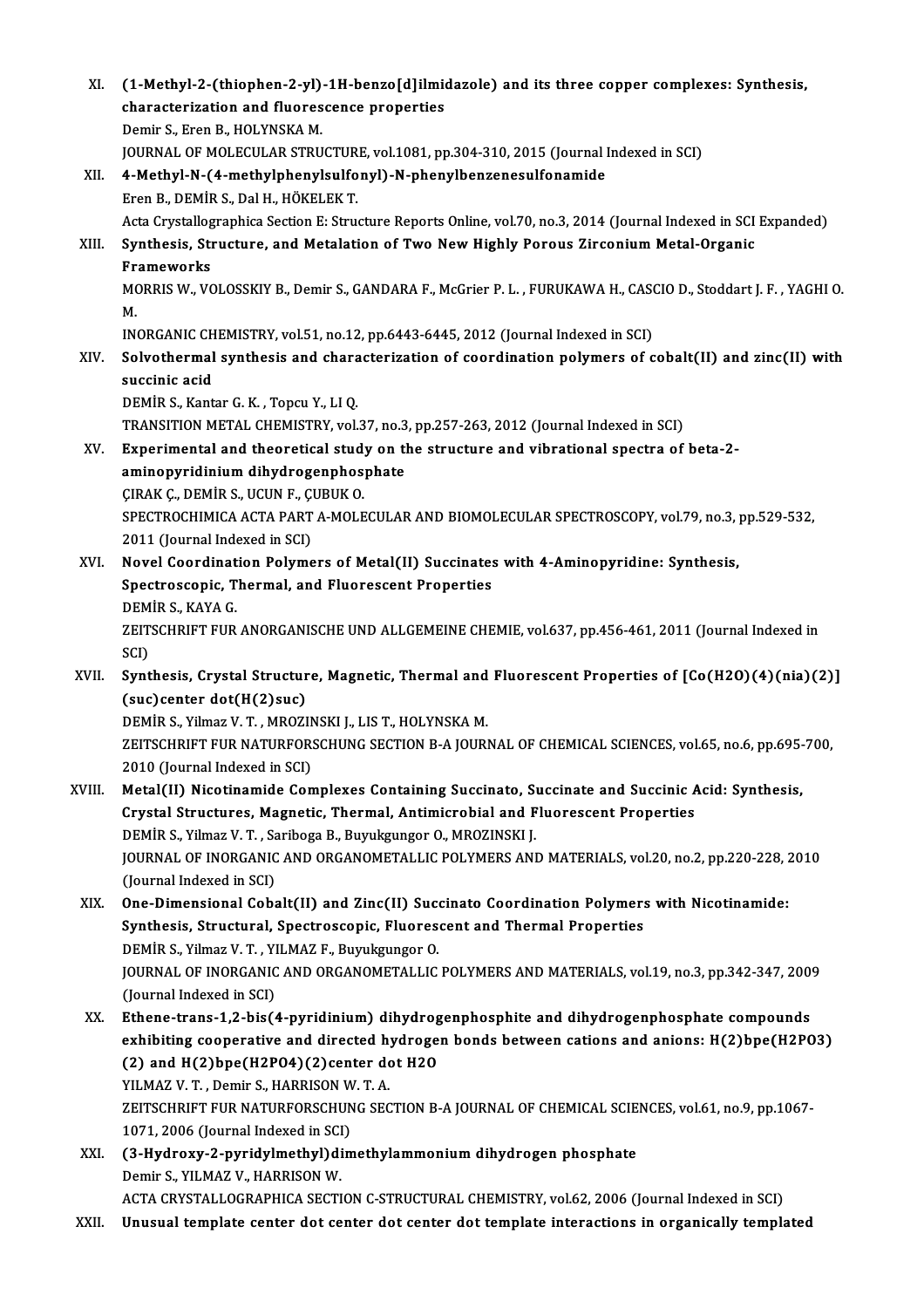XI. **(1-Methyl-2-(thiophen-2-yl)-1H-benzo[d]ilmidazole) and its three copper complexes: Synthesis, characterization and fluorescence properties**
Demir S., Eren B., HOLYNSKA M.
JOURNAL OF MOLECULAR STRUCTURE, vol.1081, pp.304-310, 2015 (Journal Indexed in SCI)

XII. **4-Methyl-N-(4-methylphenylsulfonyl)-N-phenylbenzenesulfonamide**
Eren B., DEMİR S., Dal H., HÖKELEK T.
Acta Crystallographica Section E: Structure Reports Online, vol.70, no.3, 2014 (Journal Indexed in SCI Expanded)

XIII. **Synthesis, Structure, and Metalation of Two New Highly Porous Zirconium Metal-Organic Frameworks**
MORRIS W., VOLOSSKIY B., Demir S., GANDARA F., McGrier P. L. , FURUKAWA H., CASCIO D., Stoddart J. F. , YAGHI O. M.
INORGANIC CHEMISTRY, vol.51, no.12, pp.6443-6445, 2012 (Journal Indexed in SCI)

XIV. **Solvothermal synthesis and characterization of coordination polymers of cobalt(II) and zinc(II) with succinic acid**
DEMİR S., Kantar G. K. , Topcu Y., LI Q.
TRANSITION METAL CHEMISTRY, vol.37, no.3, pp.257-263, 2012 (Journal Indexed in SCI)

XV. **Experimental and theoretical study on the structure and vibrational spectra of beta-2-aminopyridinium dihydrogenphosphate**
ÇIRAK Ç., DEMİR S., UCUN F., ÇUBUK O.
SPECTROCHIMICA ACTA PART A-MOLECULAR AND BIOMOLECULAR SPECTROSCOPY, vol.79, no.3, pp.529-532, 2011 (Journal Indexed in SCI)

XVI. **Novel Coordination Polymers of Metal(II) Succinates with 4-Aminopyridine: Synthesis, Spectroscopic, Thermal, and Fluorescent Properties**
DEMİR S., KAYA G.
ZEITSCHRIFT FUR ANORGANISCHE UND ALLGEMEINE CHEMIE, vol.637, pp.456-461, 2011 (Journal Indexed in SCI)

XVII. **Synthesis, Crystal Structure, Magnetic, Thermal and Fluorescent Properties of [Co(H2O)(4)(nia)(2)](suc)center dot(H(2)suc)**
DEMİR S., Yilmaz V. T. , MROZINSKI J., LIS T., HOLYNSKA M.
ZEITSCHRIFT FUR NATURFORSCHUNG SECTION B-A JOURNAL OF CHEMICAL SCIENCES, vol.65, no.6, pp.695-700, 2010 (Journal Indexed in SCI)

XVIII. **Metal(II) Nicotinamide Complexes Containing Succinato, Succinate and Succinic Acid: Synthesis, Crystal Structures, Magnetic, Thermal, Antimicrobial and Fluorescent Properties**
DEMİR S., Yilmaz V. T. , Sariboga B., Buyukgungor O., MROZINSKI J.
JOURNAL OF INORGANIC AND ORGANOMETALLIC POLYMERS AND MATERIALS, vol.20, no.2, pp.220-228, 2010 (Journal Indexed in SCI)

XIX. **One-Dimensional Cobalt(II) and Zinc(II) Succinato Coordination Polymers with Nicotinamide: Synthesis, Structural, Spectroscopic, Fluorescent and Thermal Properties**
DEMİR S., Yilmaz V. T. , YILMAZ F., Buyukgungor O.
JOURNAL OF INORGANIC AND ORGANOMETALLIC POLYMERS AND MATERIALS, vol.19, no.3, pp.342-347, 2009 (Journal Indexed in SCI)

XX. **Ethene-trans-1,2-bis(4-pyridinium) dihydrogenphosphite and dihydrogenphosphate compounds exhibiting cooperative and directed hydrogen bonds between cations and anions: H(2)bpe(H2PO3)(2) and H(2)bpe(H2PO4)(2)center dot H2O**
YILMAZ V. T. , Demir S., HARRISON W. T. A.
ZEITSCHRIFT FUR NATURFORSCHUNG SECTION B-A JOURNAL OF CHEMICAL SCIENCES, vol.61, no.9, pp.1067-1071, 2006 (Journal Indexed in SCI)

XXI. **(3-Hydroxy-2-pyridylmethyl)dimethylammonium dihydrogen phosphate**
Demir S., YILMAZ V., HARRISON W.
ACTA CRYSTALLOGRAPHICA SECTION C-STRUCTURAL CHEMISTRY, vol.62, 2006 (Journal Indexed in SCI)

XXII. **Unusual template center dot center dot center dot template interactions in organically templated**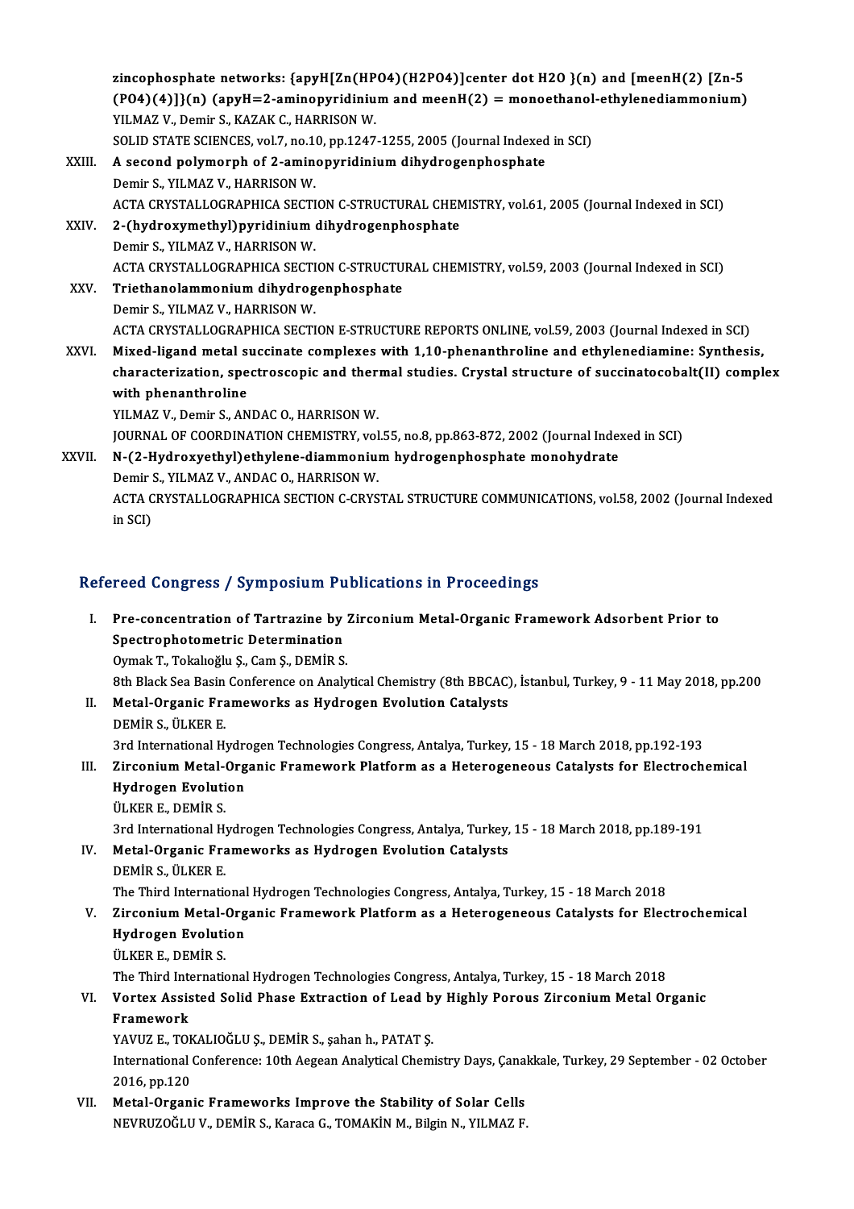zincophosphate networks: {apyH[Zn(HPO4)(H2PO4)]center dot H2O }(n) and [meenH(2) [Zn-5 (PO4)(4)]}(n) (apyH=2-aminopyridinium and meenH(2) = monoethanol-ethylenediammonium)
YILMAZ V., Demir S., KAZAK C., HARRISON W.
SOLID STATE SCIENCES, vol.7, no.10, pp.1247-1255, 2005 (Journal Indexed in SCI)

XXIII. **A second polymorph of 2-aminopyridinium dihydrogenphosphate**
Demir S., YILMAZ V., HARRISON W.
ACTA CRYSTALLOGRAPHICA SECTION C-STRUCTURAL CHEMISTRY, vol.61, 2005 (Journal Indexed in SCI)

XXIV. **2-(hydroxymethyl)pyridinium dihydrogenphosphate**
Demir S., YILMAZ V., HARRISON W.
ACTA CRYSTALLOGRAPHICA SECTION C-STRUCTURAL CHEMISTRY, vol.59, 2003 (Journal Indexed in SCI)

XXV. **Triethanolammonium dihydrogenphosphate**
Demir S., YILMAZ V., HARRISON W.
ACTA CRYSTALLOGRAPHICA SECTION E-STRUCTURE REPORTS ONLINE, vol.59, 2003 (Journal Indexed in SCI)

XXVI. **Mixed-ligand metal succinate complexes with 1,10-phenanthroline and ethylenediamine: Synthesis, characterization, spectroscopic and thermal studies. Crystal structure of succinatocobalt(II) complex with phenanthroline**
YILMAZ V., Demir S., ANDAC O., HARRISON W.
JOURNAL OF COORDINATION CHEMISTRY, vol.55, no.8, pp.863-872, 2002 (Journal Indexed in SCI)

XXVII. **N-(2-Hydroxyethyl)ethylene-diammonium hydrogenphosphate monohydrate**
Demir S., YILMAZ V., ANDAC O., HARRISON W.
ACTA CRYSTALLOGRAPHICA SECTION C-CRYSTAL STRUCTURE COMMUNICATIONS, vol.58, 2002 (Journal Indexed in SCI)

## Refereed Congress / Symposium Publications in Proceedings

I. **Pre-concentration of Tartrazine by Zirconium Metal-Organic Framework Adsorbent Prior to Spectrophotometric Determination**
Oymak T., Tokalıoğlu Ş., Cam Ş., DEMİR S.
8th Black Sea Basin Conference on Analytical Chemistry (8th BBCAC), İstanbul, Turkey, 9 - 11 May 2018, pp.200

II. **Metal-Organic Frameworks as Hydrogen Evolution Catalysts**
DEMİR S., ÜLKER E.
3rd International Hydrogen Technologies Congress, Antalya, Turkey, 15 - 18 March 2018, pp.192-193

III. **Zirconium Metal-Organic Framework Platform as a Heterogeneous Catalysts for Electrochemical Hydrogen Evolution**
ÜLKER E., DEMİR S.
3rd International Hydrogen Technologies Congress, Antalya, Turkey, 15 - 18 March 2018, pp.189-191

IV. **Metal-Organic Frameworks as Hydrogen Evolution Catalysts**
DEMİR S., ÜLKER E.
The Third International Hydrogen Technologies Congress, Antalya, Turkey, 15 - 18 March 2018

V. **Zirconium Metal-Organic Framework Platform as a Heterogeneous Catalysts for Electrochemical Hydrogen Evolution**
ÜLKER E., DEMİR S.
The Third International Hydrogen Technologies Congress, Antalya, Turkey, 15 - 18 March 2018

VI. **Vortex Assisted Solid Phase Extraction of Lead by Highly Porous Zirconium Metal Organic Framework**
YAVUZ E., TOKALIOĞLU Ş., DEMİR S., şahan h., PATAT Ş.
International Conference: 10th Aegean Analytical Chemistry Days, Çanakkale, Turkey, 29 September - 02 October 2016, pp.120

VII. **Metal-Organic Frameworks Improve the Stability of Solar Cells**
NEVRUZOĞLU V., DEMİR S., Karaca G., TOMAKİN M., Bilgin N., YILMAZ F.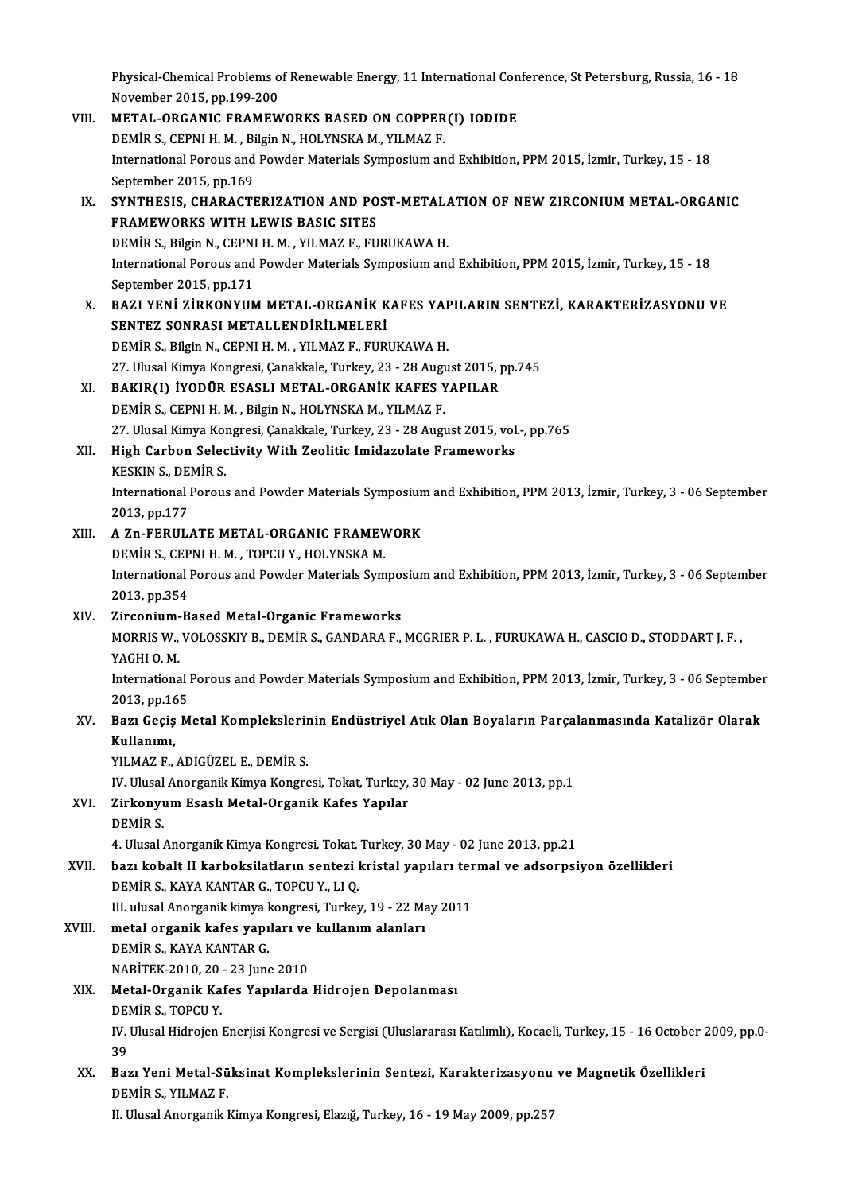Physical-Chemical Problems of Renewable Energy, 11 International Conference, St Petersburg, Russia, 16 - 18 November 2015, pp.199-200

VIII. **METAL-ORGANIC FRAMEWORKS BASED ON COPPER(I) IODIDE**
DEMİR S., CEPNI H. M. , Bilgin N., HOLYNSKA M., YILMAZ F.
International Porous and Powder Materials Symposium and Exhibition, PPM 2015, İzmir, Turkey, 15 - 18 September 2015, pp.169

IX. **SYNTHESIS, CHARACTERIZATION AND POST-METALATION OF NEW ZIRCONIUM METAL-ORGANIC FRAMEWORKS WITH LEWIS BASIC SITES**
DEMİR S., Bilgin N., CEPNI H. M. , YILMAZ F., FURUKAWA H.
International Porous and Powder Materials Symposium and Exhibition, PPM 2015, İzmir, Turkey, 15 - 18 September 2015, pp.171

X. **BAZI YENİ ZİRKONYUM METAL-ORGANİK KAFES YAPILARIN SENTEZİ, KARAKTERİZASYONU VE SENTEZ SONRASI METALLENDİRİLMELERİ**
DEMİR S., Bilgin N., CEPNI H. M. , YILMAZ F., FURUKAWA H.
27. Ulusal Kimya Kongresi, Çanakkale, Turkey, 23 - 28 August 2015, pp.745

XI. **BAKIR(I) İYODÜR ESASLI METAL-ORGANİK KAFES YAPILAR**
DEMİR S., CEPNI H. M. , Bilgin N., HOLYNSKA M., YILMAZ F.
27. Ulusal Kimya Kongresi, Çanakkale, Turkey, 23 - 28 August 2015, vol.-, pp.765

XII. **High Carbon Selectivity With Zeolitic Imidazolate Frameworks**
KESKIN S., DEMİR S.
International Porous and Powder Materials Symposium and Exhibition, PPM 2013, İzmir, Turkey, 3 - 06 September 2013, pp.177

XIII. **A Zn-FERULATE METAL-ORGANIC FRAMEWORK**
DEMİR S., CEPNI H. M. , TOPCU Y., HOLYNSKA M.
International Porous and Powder Materials Symposium and Exhibition, PPM 2013, İzmir, Turkey, 3 - 06 September 2013, pp.354

XIV. **Zirconium-Based Metal-Organic Frameworks**
MORRIS W., VOLOSSKIY B., DEMİR S., GANDARA F., MCGRIER P. L. , FURUKAWA H., CASCIO D., STODDART J. F. , YAGHI O. M.
International Porous and Powder Materials Symposium and Exhibition, PPM 2013, İzmir, Turkey, 3 - 06 September 2013, pp.165

XV. **Bazı Geçiş Metal Komplekslerinin Endüstriyel Atık Olan Boyaların Parçalanmasında Katalizör Olarak Kullanımı,**
YILMAZ F., ADIGÜZEL E., DEMİR S.
IV. Ulusal Anorganik Kimya Kongresi, Tokat, Turkey, 30 May - 02 June 2013, pp.1

XVI. **Zirkonyum Esaslı Metal-Organik Kafes Yapılar**
DEMİR S.
4. Ulusal Anorganik Kimya Kongresi, Tokat, Turkey, 30 May - 02 June 2013, pp.21

XVII. **bazı kobalt II karboksilatların sentezi kristal yapıları termal ve adsorpsiyon özellikleri**
DEMİR S., KAYA KANTAR G., TOPCU Y., LI Q.
III. ulusal Anorganik kimya kongresi, Turkey, 19 - 22 May 2011

XVIII. **metal organik kafes yapıları ve kullanım alanları**
DEMİR S., KAYA KANTAR G.
NABİTEK-2010, 20 - 23 June 2010

XIX. **Metal-Organik Kafes Yapılarda Hidrojen Depolanması**
DEMİR S., TOPCU Y.
IV. Ulusal Hidrojen Enerjisi Kongresi ve Sergisi (Uluslararası Katılımlı), Kocaeli, Turkey, 15 - 16 October 2009, pp.0-39

XX. **Bazı Yeni Metal-Süksinat Komplekslerinin Sentezi, Karakterizasyonu ve Magnetik Özellikleri**
DEMİR S., YILMAZ F.
II. Ulusal Anorganik Kimya Kongresi, Elazığ, Turkey, 16 - 19 May 2009, pp.257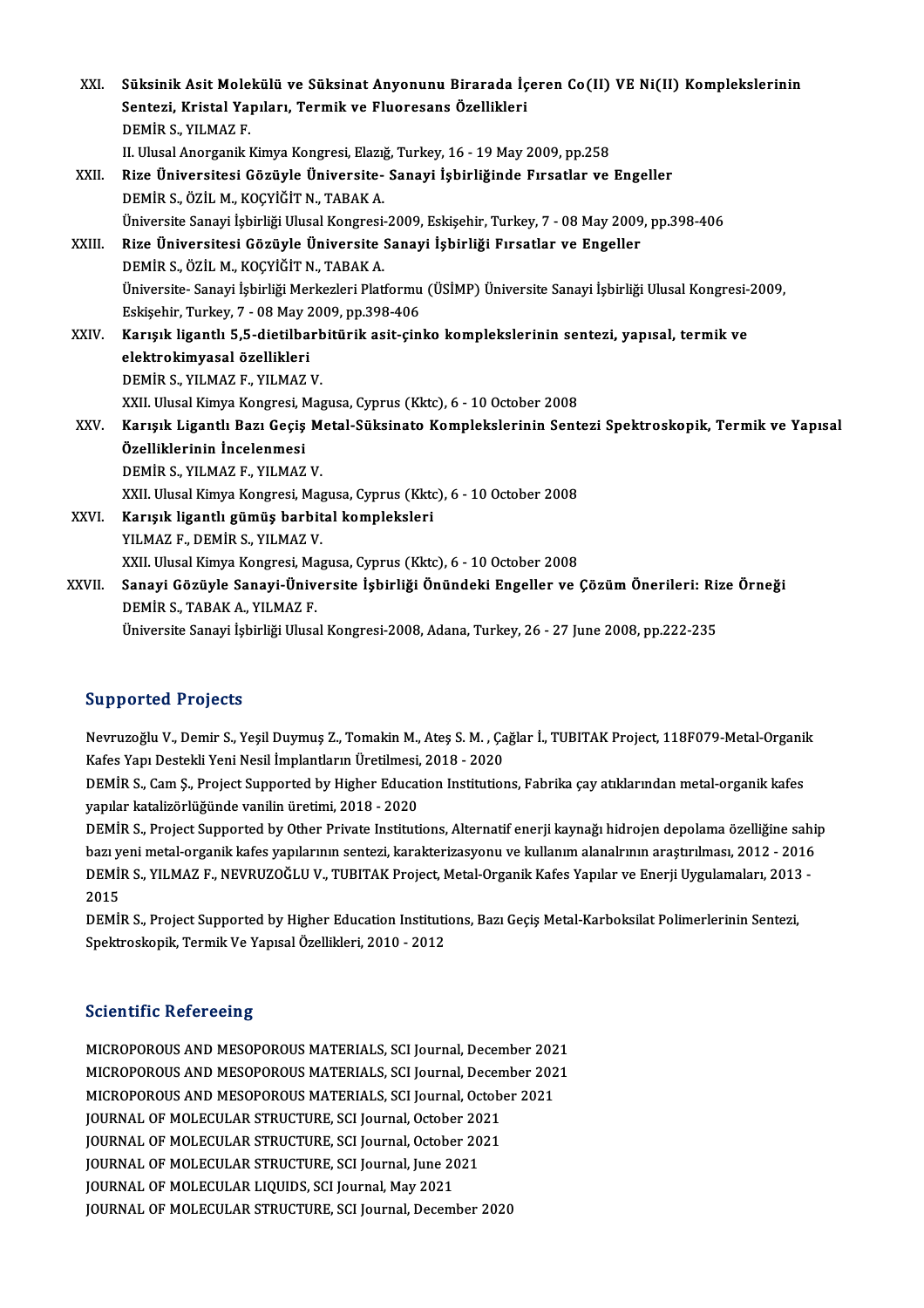XXI. **Süksinik Asit Molekülü ve Süksinat Anyonunu Birarada İçeren Co(II) VE Ni(II) Komplekslerinin Sentezi, Kristal Yapıları, Termik ve Fluoresans Özellikleri**
DEMİR S., YILMAZ F.
II. Ulusal Anorganik Kimya Kongresi, Elazığ, Turkey, 16 - 19 May 2009, pp.258

XXII. **Rize Üniversitesi Gözüyle Üniversite- Sanayi İşbirliğinde Fırsatlar ve Engeller**
DEMİR S., ÖZİL M., KOÇYİĞİT N., TABAK A.
Üniversite Sanayi İşbirliği Ulusal Kongresi-2009, Eskişehir, Turkey, 7 - 08 May 2009, pp.398-406

XXIII. **Rize Üniversitesi Gözüyle Üniversite Sanayi İşbirliği Fırsatlar ve Engeller**
DEMİR S., ÖZİL M., KOÇYİĞİT N., TABAK A.
Üniversite- Sanayi İşbirliği Merkezleri Platformu (ÜSİMP) Üniversite Sanayi İşbirliği Ulusal Kongresi-2009, Eskişehir, Turkey, 7 - 08 May 2009, pp.398-406

XXIV. **Karışık ligantlı 5,5-dietilbarbitürik asit-çinko komplekslerinin sentezi, yapısal, termik ve elektrokimyasal özellikleri**
DEMİR S., YILMAZ F., YILMAZ V.
XXII. Ulusal Kimya Kongresi, Magusa, Cyprus (Kktc), 6 - 10 October 2008

XXV. **Karışık Ligantlı Bazı Geçiş Metal-Süksinato Komplekslerinin Sentezi Spektroskopik, Termik ve Yapısal Özelliklerinin İncelenmesi**
DEMİR S., YILMAZ F., YILMAZ V.
XXII. Ulusal Kimya Kongresi, Magusa, Cyprus (Kktc), 6 - 10 October 2008

XXVI. **Karışık ligantlı gümüş barbital kompleksleri**
YILMAZ F., DEMİR S., YILMAZ V.
XXII. Ulusal Kimya Kongresi, Magusa, Cyprus (Kktc), 6 - 10 October 2008

XXVII. **Sanayi Gözüyle Sanayi-Üniversite İşbirliği Önündeki Engeller ve Çözüm Önerileri: Rize Örneği**
DEMİR S., TABAK A., YILMAZ F.
Üniversite Sanayi İşbirliği Ulusal Kongresi-2008, Adana, Turkey, 26 - 27 June 2008, pp.222-235

## Supported Projects

Nevruzoğlu V., Demir S., Yeşil Duymuş Z., Tomakin M., Ateş S. M. , Çağlar İ., TUBITAK Project, 118F079-Metal-Organik Kafes Yapı Destekli Yeni Nesil İmplantların Üretilmesi, 2018 - 2020

DEMİR S., Cam Ş., Project Supported by Higher Education Institutions, Fabrika çay atıklarından metal-organik kafes yapılar katalizörlüğünde vanilin üretimi, 2018 - 2020

DEMİR S., Project Supported by Other Private Institutions, Alternatif enerji kaynağı hidrojen depolama özelliğine sahip bazı yeni metal-organik kafes yapılarının sentezi, karakterizasyonu ve kullanım alanalrının araştırılması, 2012 - 2016

DEMİR S., YILMAZ F., NEVRUZOĞLU V., TUBITAK Project, Metal-Organik Kafes Yapılar ve Enerji Uygulamaları, 2013 - 2015

DEMİR S., Project Supported by Higher Education Institutions, Bazı Geçiş Metal-Karboksilat Polimerlerinin Sentezi, Spektroskopik, Termik Ve Yapısal Özellikleri, 2010 - 2012

## Scientific Refereeing

MICROPOROUS AND MESOPOROUS MATERIALS, SCI Journal, December 2021
MICROPOROUS AND MESOPOROUS MATERIALS, SCI Journal, December 2021
MICROPOROUS AND MESOPOROUS MATERIALS, SCI Journal, October 2021
JOURNAL OF MOLECULAR STRUCTURE, SCI Journal, October 2021
JOURNAL OF MOLECULAR STRUCTURE, SCI Journal, October 2021
JOURNAL OF MOLECULAR STRUCTURE, SCI Journal, June 2021
JOURNAL OF MOLECULAR LIQUIDS, SCI Journal, May 2021
JOURNAL OF MOLECULAR STRUCTURE, SCI Journal, December 2020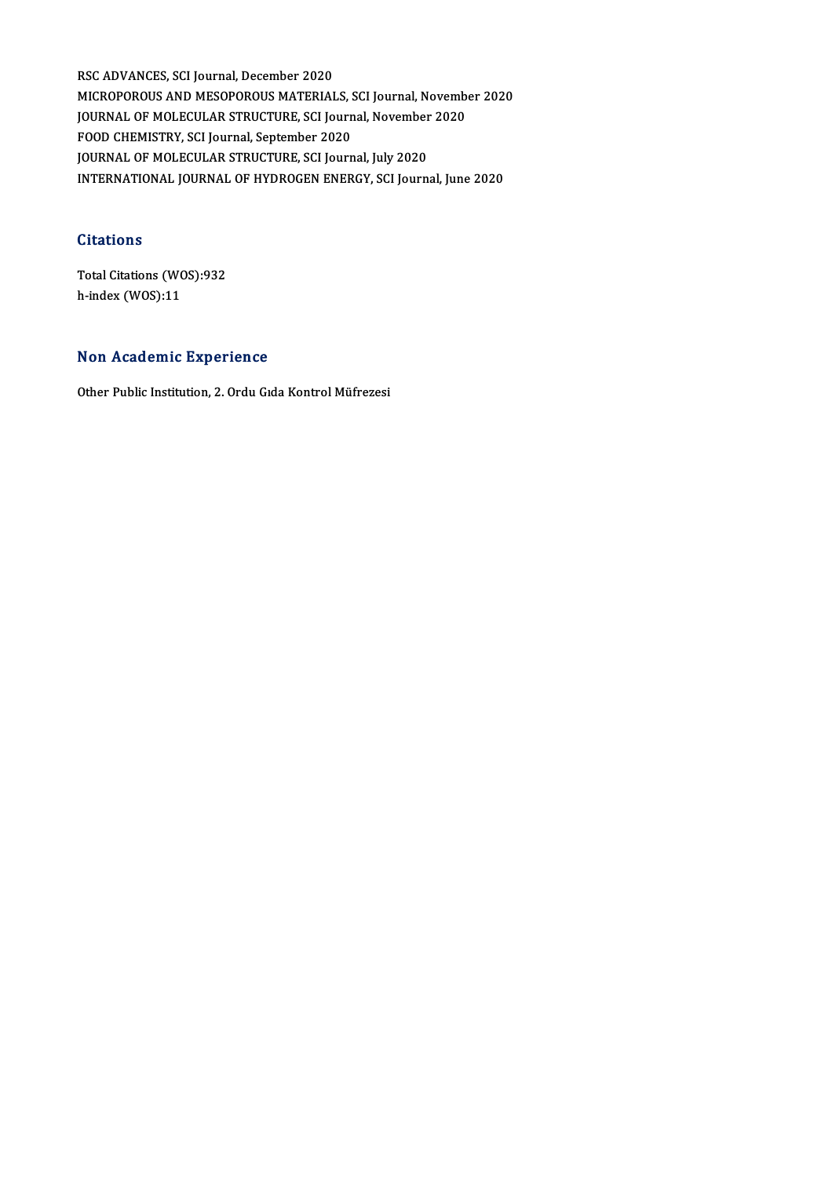RSC ADVANCES, SCI Journal, December 2020
MICROPOROUS AND MESOPOROUS MATERIALS, SCI Journal, November 2020
JOURNAL OF MOLECULAR STRUCTURE, SCI Journal, November 2020
FOOD CHEMISTRY, SCI Journal, September 2020
JOURNAL OF MOLECULAR STRUCTURE, SCI Journal, July 2020
INTERNATIONAL JOURNAL OF HYDROGEN ENERGY, SCI Journal, June 2020

## Citations

Total Citations (WOS):932
h-index (WOS):11

## Non Academic Experience

Other Public Institution, 2. Ordu Gıda Kontrol Müfrezesi